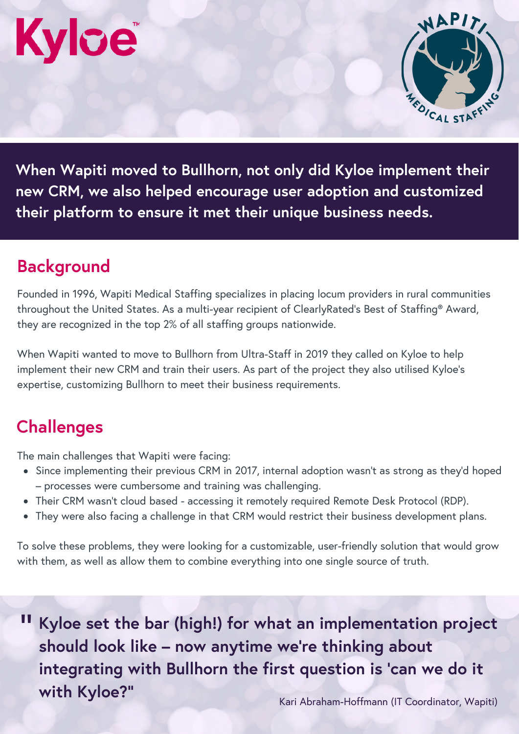Kyloe™

WAPITI MEDICAL STAFFING

**When Wapiti moved to Bullhorn, not only did Kyloe implement their new CRM, we also helped encourage user adoption and customized their platform to ensure it met their unique business needs.**

## Background

Founded in 1996, Wapiti Medical Staffing specializes in placing locum providers in rural communities throughout the United States. As a multi-year recipient of ClearlyRated's Best of Staffing® Award, they are recognized in the top 2% of all staffing groups nationwide.

When Wapiti wanted to move to Bullhorn from Ultra-Staff in 2019 they called on Kyloe to help implement their new CRM and train their users. As part of the project they also utilised Kyloe's expertise, customizing Bullhorn to meet their business requirements.

## Challenges

The main challenges that Wapiti were facing:

- Since implementing their previous CRM in 2017, internal adoption wasn't as strong as they'd hoped – processes were cumbersome and training was challenging.
- Their CRM wasn't cloud based - accessing it remotely required Remote Desk Protocol (RDP).
- They were also facing a challenge in that CRM would restrict their business development plans.

To solve these problems, they were looking for a customizable, user-friendly solution that would grow with them, as well as allow them to combine everything into one single source of truth.

> **" Kyloe set the bar (high!) for what an implementation project should look like – now anytime we're thinking about integrating with Bullhorn the first question is 'can we do it with Kyloe?"**
>
> Kari Abraham-Hoffmann (IT Coordinator, Wapiti)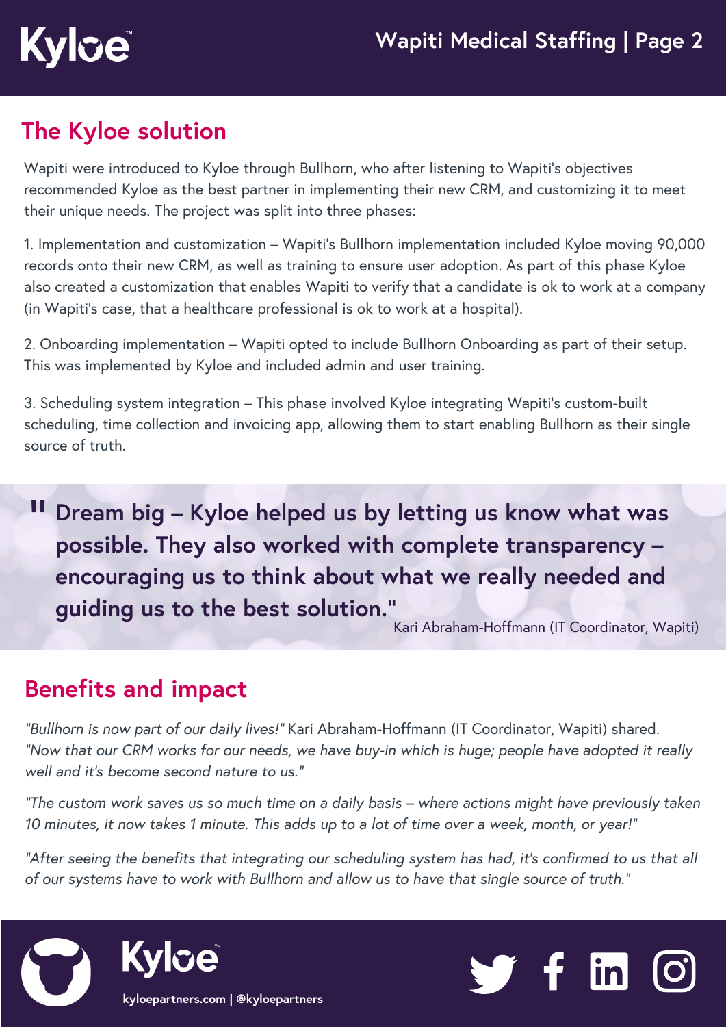## The Kyloe solution

Wapiti were introduced to Kyloe through Bullhorn, who after listening to Wapiti's objectives recommended Kyloe as the best partner in implementing their new CRM, and customizing it to meet their unique needs. The project was split into three phases:

1. Implementation and customization – Wapiti's Bullhorn implementation included Kyloe moving 90,000 records onto their new CRM, as well as training to ensure user adoption. As part of this phase Kyloe also created a customization that enables Wapiti to verify that a candidate is ok to work at a company (in Wapiti's case, that a healthcare professional is ok to work at a hospital).

2. Onboarding implementation – Wapiti opted to include Bullhorn Onboarding as part of their setup. This was implemented by Kyloe and included admin and user training.

3. Scheduling system integration – This phase involved Kyloe integrating Wapiti's custom-built scheduling, time collection and invoicing app, allowing them to start enabling Bullhorn as their single source of truth.

> **"Dream big – Kyloe helped us by letting us know what was possible. They also worked with complete transparency – encouraging us to think about what we really needed and guiding us to the best solution."**
>
> Kari Abraham-Hoffmann (IT Coordinator, Wapiti)

## Benefits and impact

*"Bullhorn is now part of our daily lives!"* Kari Abraham-Hoffmann (IT Coordinator, Wapiti) shared. *"Now that our CRM works for our needs, we have buy-in which is huge; people have adopted it really well and it's become second nature to us."*

*"The custom work saves us so much time on a daily basis – where actions might have previously taken 10 minutes, it now takes 1 minute. This adds up to a lot of time over a week, month, or year!"*

*"After seeing the benefits that integrating our scheduling system has had, it's confirmed to us that all of our systems have to work with Bullhorn and allow us to have that single source of truth."*

Kyloe

kyloepartners.com | @kyloepartners